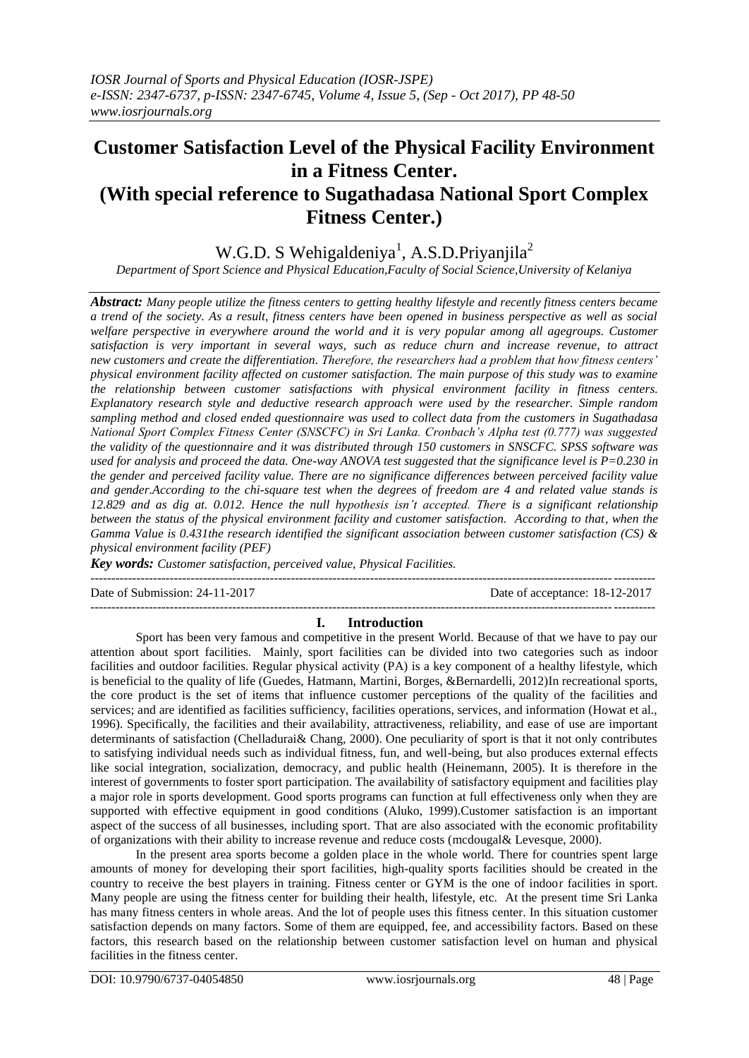# Customer Satisfaction Level of the Physical Facility Environment in a Fitness Center. (With special reference to Sugathadasa National Sport Complex Fitness Center.)

W.G.D. S Wehigaldeniya[1], A.S.D.Priyanjila[2]

*Department of Sport Science and Physical Education,Faculty of Social Science,University of Kelaniya*

***Abstract:*** *Many people utilize the fitness centers to getting healthy lifestyle and recently fitness centers became a trend of the society. As a result, fitness centers have been opened in business perspective as well as social welfare perspective in everywhere around the world and it is very popular among all agegroups. Customer satisfaction is very important in several ways, such as reduce churn and increase revenue, to attract new customers and create the differentiation. Therefore, the researchers had a problem that how fitness centers' physical environment facility affected on customer satisfaction. The main purpose of this study was to examine the relationship between customer satisfactions with physical environment facility in fitness centers. Explanatory research style and deductive research approach were used by the researcher. Simple random sampling method and closed ended questionnaire was used to collect data from the customers in Sugathadasa National Sport Complex Fitness Center (SNSCFC) in Sri Lanka. Cronbach's Alpha test (0.777) was suggested the validity of the questionnaire and it was distributed through 150 customers in SNSCFC. SPSS software was used for analysis and proceed the data. One-way ANOVA test suggested that the significance level is P=0.230 in the gender and perceived facility value. There are no significance differences between perceived facility value and gender.According to the chi-square test when the degrees of freedom are 4 and related value stands is 12.829 and as dig at. 0.012. Hence the null hypothesis isn't accepted. There is a significant relationship between the status of the physical environment facility and customer satisfaction. According to that, when the Gamma Value is 0.431the research identified the significant association between customer satisfaction (CS) & physical environment facility (PEF)*

***Key words:*** *Customer satisfaction, perceived value, Physical Facilities.*

Date of Submission: 24-11-2017 Date of acceptance: 18-12-2017

## I. Introduction

Sport has been very famous and competitive in the present World. Because of that we have to pay our attention about sport facilities. Mainly, sport facilities can be divided into two categories such as indoor facilities and outdoor facilities. Regular physical activity (PA) is a key component of a healthy lifestyle, which is beneficial to the quality of life (Guedes, Hatmann, Martini, Borges, &Bernardelli, 2012)In recreational sports, the core product is the set of items that influence customer perceptions of the quality of the facilities and services; and are identified as facilities sufficiency, facilities operations, services, and information (Howat et al., 1996). Specifically, the facilities and their availability, attractiveness, reliability, and ease of use are important determinants of satisfaction (Chelladurai& Chang, 2000). One peculiarity of sport is that it not only contributes to satisfying individual needs such as individual fitness, fun, and well-being, but also produces external effects like social integration, socialization, democracy, and public health (Heinemann, 2005). It is therefore in the interest of governments to foster sport participation. The availability of satisfactory equipment and facilities play a major role in sports development. Good sports programs can function at full effectiveness only when they are supported with effective equipment in good conditions (Aluko, 1999).Customer satisfaction is an important aspect of the success of all businesses, including sport. That are also associated with the economic profitability of organizations with their ability to increase revenue and reduce costs (mcdougal& Levesque, 2000).

In the present area sports become a golden place in the whole world. There for countries spent large amounts of money for developing their sport facilities, high-quality sports facilities should be created in the country to receive the best players in training. Fitness center or GYM is the one of indoor facilities in sport. Many people are using the fitness center for building their health, lifestyle, etc. At the present time Sri Lanka has many fitness centers in whole areas. And the lot of people uses this fitness center. In this situation customer satisfaction depends on many factors. Some of them are equipped, fee, and accessibility factors. Based on these factors, this research based on the relationship between customer satisfaction level on human and physical facilities in the fitness center.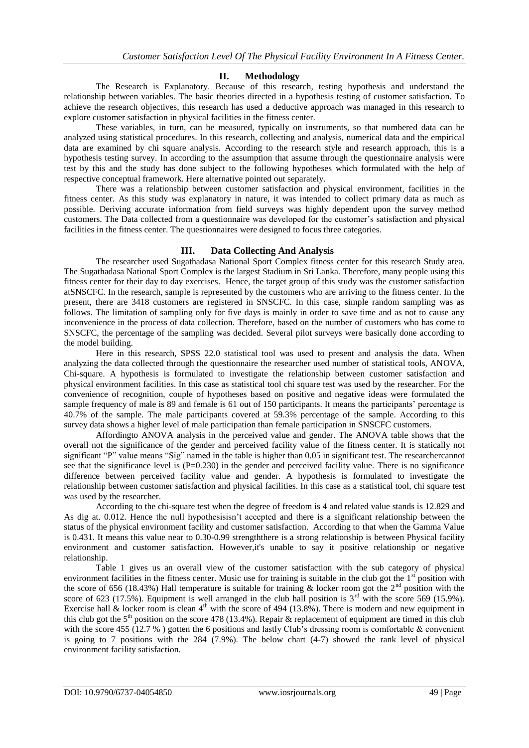## II. Methodology

The Research is Explanatory. Because of this research, testing hypothesis and understand the relationship between variables. The basic theories directed in a hypothesis testing of customer satisfaction. To achieve the research objectives, this research has used a deductive approach was managed in this research to explore customer satisfaction in physical facilities in the fitness center.

These variables, in turn, can be measured, typically on instruments, so that numbered data can be analyzed using statistical procedures. In this research, collecting and analysis, numerical data and the empirical data are examined by chi square analysis. According to the research style and research approach, this is a hypothesis testing survey. In according to the assumption that assume through the questionnaire analysis were test by this and the study has done subject to the following hypotheses which formulated with the help of respective conceptual framework. Here alternative pointed out separately.

There was a relationship between customer satisfaction and physical environment, facilities in the fitness center. As this study was explanatory in nature, it was intended to collect primary data as much as possible. Deriving accurate information from field surveys was highly dependent upon the survey method customers. The Data collected from a questionnaire was developed for the customer's satisfaction and physical facilities in the fitness center. The questionnaires were designed to focus three categories.

## III. Data Collecting And Analysis

The researcher used Sugathadasa National Sport Complex fitness center for this research Study area. The Sugathadasa National Sport Complex is the largest Stadium in Sri Lanka. Therefore, many people using this fitness center for their day to day exercises. Hence, the target group of this study was the customer satisfaction atSNSCFC. In the research, sample is represented by the customers who are arriving to the fitness center. In the present, there are 3418 customers are registered in SNSCFC. In this case, simple random sampling was as follows. The limitation of sampling only for five days is mainly in order to save time and as not to cause any inconvenience in the process of data collection. Therefore, based on the number of customers who has come to SNSCFC, the percentage of the sampling was decided. Several pilot surveys were basically done according to the model building.

Here in this research, SPSS 22.0 statistical tool was used to present and analysis the data. When analyzing the data collected through the questionnaire the researcher used number of statistical tools, ANOVA, Chi-square. A hypothesis is formulated to investigate the relationship between customer satisfaction and physical environment facilities. In this case as statistical tool chi square test was used by the researcher. For the convenience of recognition, couple of hypotheses based on positive and negative ideas were formulated the sample frequency of male is 89 and female is 61 out of 150 participants. It means the participants' percentage is 40.7% of the sample. The male participants covered at 59.3% percentage of the sample. According to this survey data shows a higher level of male participation than female participation in SNSCFC customers.

Affordingto ANOVA analysis in the perceived value and gender. The ANOVA table shows that the overall not the significance of the gender and perceived facility value of the fitness center. It is statically not significant "P" value means "Sig" named in the table is higher than 0.05 in significant test. The researchercannot see that the significance level is (P=0.230) in the gender and perceived facility value. There is no significance difference between perceived facility value and gender. A hypothesis is formulated to investigate the relationship between customer satisfaction and physical facilities. In this case as a statistical tool, chi square test was used by the researcher.

According to the chi-square test when the degree of freedom is 4 and related value stands is 12.829 and As dig at. 0.012. Hence the null hypothesisisn't accepted and there is a significant relationship between the status of the physical environment facility and customer satisfaction. According to that when the Gamma Value is 0.431. It means this value near to 0.30-0.99 strengththere is a strong relationship is between Physical facility environment and customer satisfaction. However,it's unable to say it positive relationship or negative relationship.

Table 1 gives us an overall view of the customer satisfaction with the sub category of physical environment facilities in the fitness center. Music use for training is suitable in the club got the 1st position with the score of 656 (18.43%) Hall temperature is suitable for training & locker room got the 2nd position with the score of 623 (17.5%). Equipment is well arranged in the club hall position is 3rd with the score 569 (15.9%). Exercise hall & locker room is clean 4th with the score of 494 (13.8%). There is modern and new equipment in this club got the 5th position on the score 478 (13.4%). Repair & replacement of equipment are timed in this club with the score 455 (12.7 % ) gotten the 6 positions and lastly Club's dressing room is comfortable & convenient is going to 7 positions with the 284 (7.9%). The below chart (4-7) showed the rank level of physical environment facility satisfaction.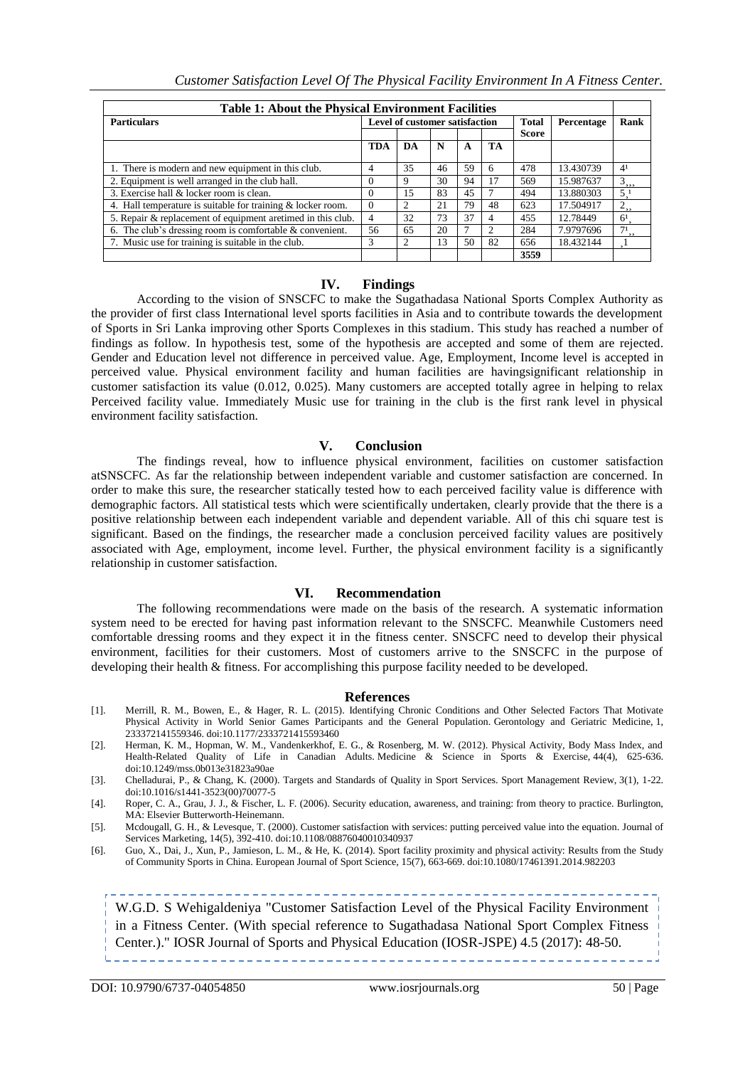| Table 1: About the Physical Environment Facilities | | | | | | | | |
|---|---|---|---|---|---|---|---|---|
| **Particulars** | **Level of customer satisfaction** | | | | | **Total Score** | **Percentage** | **Rank** |
| | **TDA** | **DA** | **N** | **A** | **TA** | | | |
| 1. There is modern and new equipment in this club. | 4 | 35 | 46 | 59 | 6 | 478 | 13.430739 | 4 |
| 2. Equipment is well arranged in the club hall. | 0 | 9 | 30 | 94 | 17 | 569 | 15.987637 | 3 |
| 3. Exercise hall & locker room is clean. | 0 | 15 | 83 | 45 | 7 | 494 | 13.880303 | 5 |
| 4. Hall temperature is suitable for training & locker room. | 0 | 2 | 21 | 79 | 48 | 623 | 17.504917 | 2 |
| 5. Repair & replacement of equipment aretimed in this club. | 4 | 32 | 73 | 37 | 4 | 455 | 12.78449 | 6 |
| 6. The club's dressing room is comfortable & convenient. | 56 | 65 | 20 | 7 | 2 | 284 | 7.9797696 | 7 |
| 7. Music use for training is suitable in the club. | 3 | 2 | 13 | 50 | 82 | 656 | 18.432144 | 1 |
| | | | | | | 3559 | | |

## IV. Findings

According to the vision of SNSCFC to make the Sugathadasa National Sports Complex Authority as the provider of first class International level sports facilities in Asia and to contribute towards the development of Sports in Sri Lanka improving other Sports Complexes in this stadium. This study has reached a number of findings as follow. In hypothesis test, some of the hypothesis are accepted and some of them are rejected. Gender and Education level not difference in perceived value. Age, Employment, Income level is accepted in perceived value. Physical environment facility and human facilities are havingsignificant relationship in customer satisfaction its value (0.012, 0.025). Many customers are accepted totally agree in helping to relax Perceived facility value. Immediately Music use for training in the club is the first rank level in physical environment facility satisfaction.

## V. Conclusion

The findings reveal, how to influence physical environment, facilities on customer satisfaction atSNSCFC. As far the relationship between independent variable and customer satisfaction are concerned. In order to make this sure, the researcher statically tested how to each perceived facility value is difference with demographic factors. All statistical tests which were scientifically undertaken, clearly provide that the there is a positive relationship between each independent variable and dependent variable. All of this chi square test is significant. Based on the findings, the researcher made a conclusion perceived facility values are positively associated with Age, employment, income level. Further, the physical environment facility is a significantly relationship in customer satisfaction.

## VI. Recommendation

The following recommendations were made on the basis of the research. A systematic information system need to be erected for having past information relevant to the SNSCFC. Meanwhile Customers need comfortable dressing rooms and they expect it in the fitness center. SNSCFC need to develop their physical environment, facilities for their customers. Most of customers arrive to the SNSCFC in the purpose of developing their health & fitness. For accomplishing this purpose facility needed to be developed.

## References

[1]. Merrill, R. M., Bowen, E., & Hager, R. L. (2015). Identifying Chronic Conditions and Other Selected Factors That Motivate Physical Activity in World Senior Games Participants and the General Population. Gerontology and Geriatric Medicine, 1, 233372141559346. doi:10.1177/2333721415593460

[2]. Herman, K. M., Hopman, W. M., Vandenkerkhof, E. G., & Rosenberg, M. W. (2012). Physical Activity, Body Mass Index, and Health-Related Quality of Life in Canadian Adults. Medicine & Science in Sports & Exercise, 44(4), 625-636. doi:10.1249/mss.0b013e31823a90ae

[3]. Chelladurai, P., & Chang, K. (2000). Targets and Standards of Quality in Sport Services. Sport Management Review, 3(1), 1-22. doi:10.1016/s1441-3523(00)70077-5

[4]. Roper, C. A., Grau, J. J., & Fischer, L. F. (2006). Security education, awareness, and training: from theory to practice. Burlington, MA: Elsevier Butterworth-Heinemann.

[5]. Mcdougall, G. H., & Levesque, T. (2000). Customer satisfaction with services: putting perceived value into the equation. Journal of Services Marketing, 14(5), 392-410. doi:10.1108/08876040010340937

[6]. Guo, X., Dai, J., Xun, P., Jamieson, L. M., & He, K. (2014). Sport facility proximity and physical activity: Results from the Study of Community Sports in China. European Journal of Sport Science, 15(7), 663-669. doi:10.1080/17461391.2014.982203

W.G.D. S Wehigaldeniya "Customer Satisfaction Level of the Physical Facility Environment in a Fitness Center. (With special reference to Sugathadasa National Sport Complex Fitness Center.)." IOSR Journal of Sports and Physical Education (IOSR-JSPE) 4.5 (2017): 48-50.